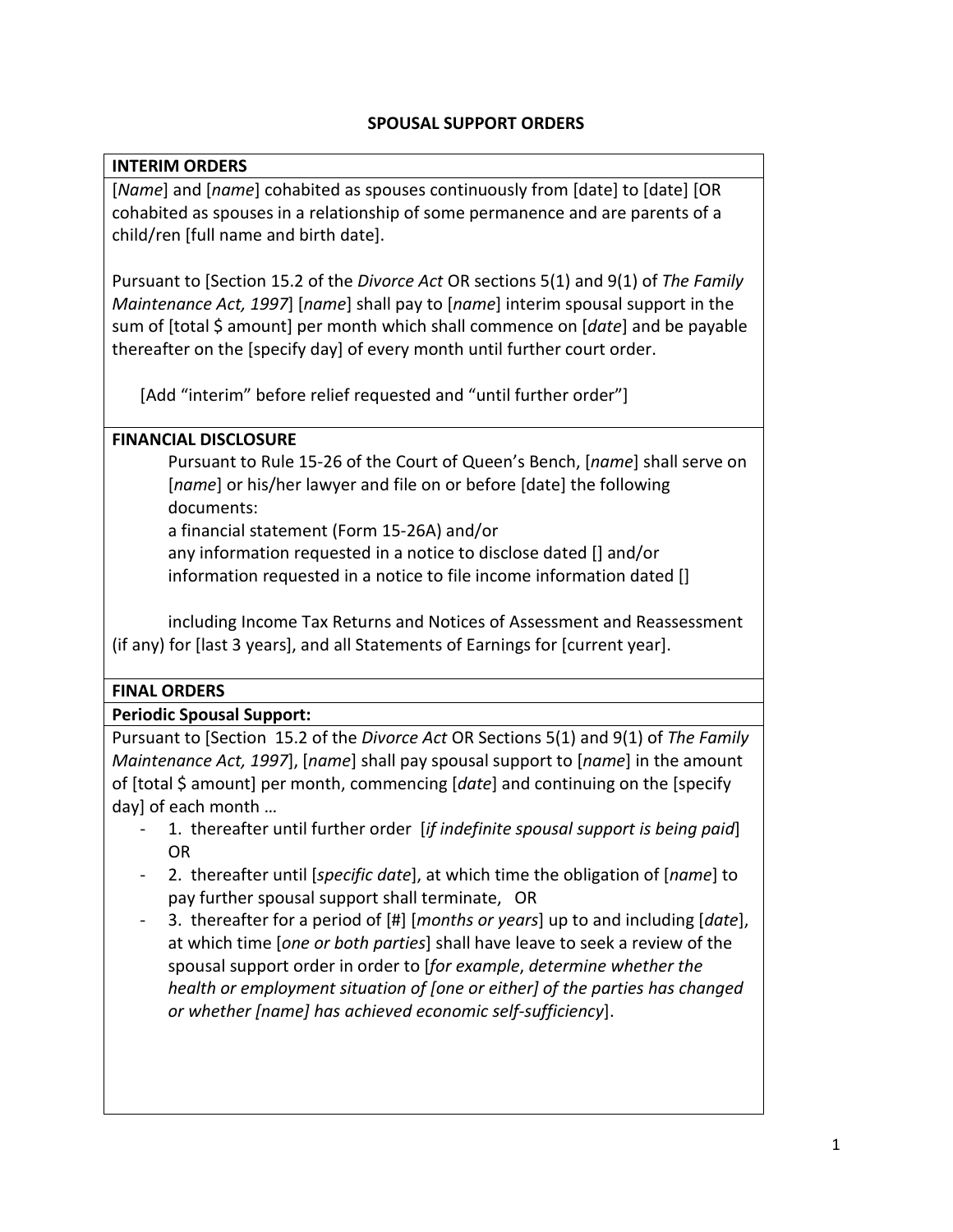# SPOUSAL SUPPORT ORDERS

## INTERIM ORDERS

[*Name*] and [*name*] cohabited as spouses continuously from [date] to [date] [OR cohabited as spouses in a relationship of some permanence and are parents of a child/ren [full name and birth date].

Pursuant to [Section 15.2 of the *Divorce Act* OR sections 5(1) and 9(1) of *The Family Maintenance Act, 1997*] [*name*] shall pay to [*name*] interim spousal support in the sum of [total $ amount] per month which shall commence on [*date*] and be payable thereafter on the [specify day] of every month until further court order.

[Add "interim" before relief requested and "until further order"]

## FINANCIAL DISCLOSURE

Pursuant to Rule 15-26 of the Court of Queen's Bench, [*name*] shall serve on [*name*] or his/her lawyer and file on or before [date] the following documents:

a financial statement (Form 15-26A) and/or

any information requested in a notice to disclose dated [] and/or

information requested in a notice to file income information dated []

including Income Tax Returns and Notices of Assessment and Reassessment (if any) for [last 3 years], and all Statements of Earnings for [current year].

## FINAL ORDERS

### Periodic Spousal Support:

Pursuant to [Section 15.2 of the *Divorce Act* OR Sections 5(1) and 9(1) of *The Family Maintenance Act, 1997*], [*name*] shall pay spousal support to [*name*] in the amount of [total $ amount] per month, commencing [*date*] and continuing on the [specify day] of each month …

- 1. thereafter until further order [*if indefinite spousal support is being paid*] OR
- 2. thereafter until [*specific date*], at which time the obligation of [*name*] to pay further spousal support shall terminate, OR
- 3. thereafter for a period of [#] [*months or years*] up to and including [*date*], at which time [*one or both parties*] shall have leave to seek a review of the spousal support order in order to [*for example*, *determine whether the health or employment situation of [one or either] of the parties has changed or whether [name] has achieved economic self-sufficiency*].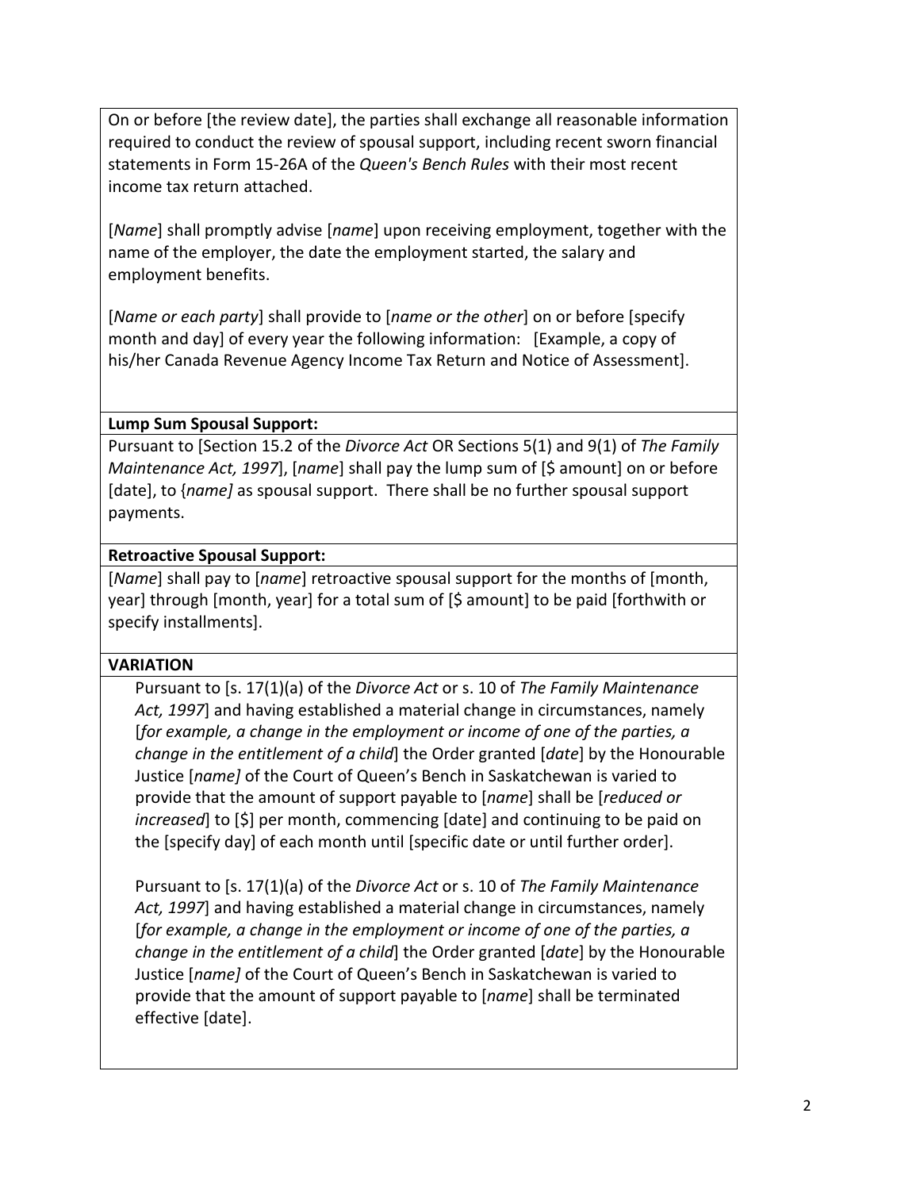On or before [the review date], the parties shall exchange all reasonable information required to conduct the review of spousal support, including recent sworn financial statements in Form 15-26A of the *Queen's Bench Rules* with their most recent income tax return attached.

[*Name*] shall promptly advise [*name*] upon receiving employment, together with the name of the employer, the date the employment started, the salary and employment benefits.

[*Name or each party*] shall provide to [*name or the other*] on or before [specify month and day] of every year the following information: [Example, a copy of his/her Canada Revenue Agency Income Tax Return and Notice of Assessment].

**Lump Sum Spousal Support:**

Pursuant to [Section 15.2 of the *Divorce Act* OR Sections 5(1) and 9(1) of *The Family Maintenance Act, 1997*], [*name*] shall pay the lump sum of [$ amount] on or before [date], to {*name]* as spousal support. There shall be no further spousal support payments.

**Retroactive Spousal Support:**

[*Name*] shall pay to [*name*] retroactive spousal support for the months of [month, year] through [month, year] for a total sum of [$ amount] to be paid [forthwith or specify installments].

**VARIATION**

Pursuant to [s. 17(1)(a) of the *Divorce Act* or s. 10 of *The Family Maintenance Act, 1997*] and having established a material change in circumstances, namely [*for example, a change in the employment or income of one of the parties, a change in the entitlement of a child*] the Order granted [*date*] by the Honourable Justice [*name]* of the Court of Queen's Bench in Saskatchewan is varied to provide that the amount of support payable to [*name*] shall be [*reduced or increased*] to [$] per month, commencing [date] and continuing to be paid on the [specify day] of each month until [specific date or until further order].

Pursuant to [s. 17(1)(a) of the *Divorce Act* or s. 10 of *The Family Maintenance Act, 1997*] and having established a material change in circumstances, namely [*for example, a change in the employment or income of one of the parties, a change in the entitlement of a child*] the Order granted [*date*] by the Honourable Justice [*name]* of the Court of Queen's Bench in Saskatchewan is varied to provide that the amount of support payable to [*name*] shall be terminated effective [date].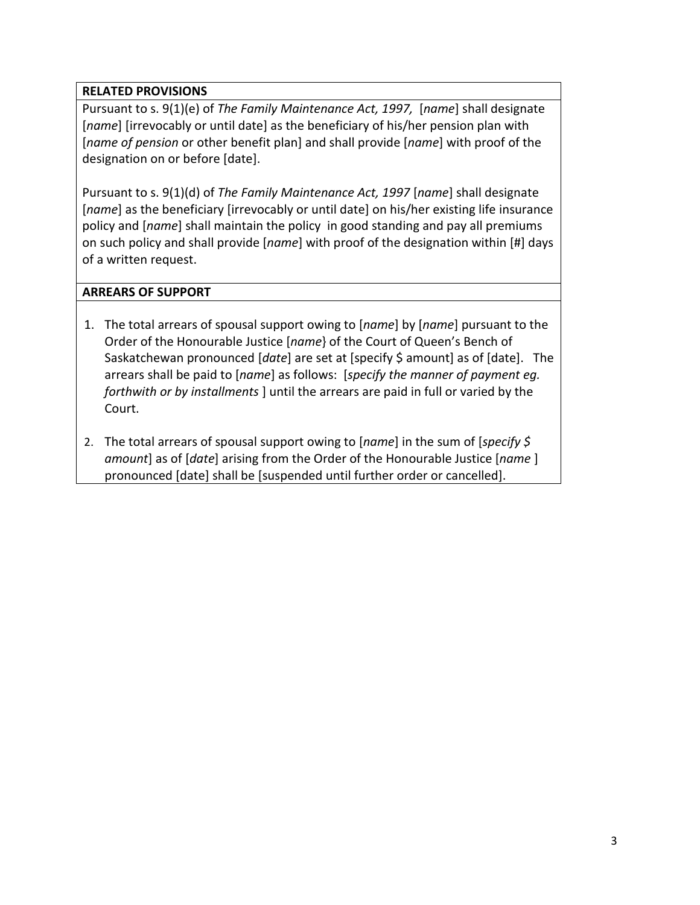**RELATED PROVISIONS**

Pursuant to s. 9(1)(e) of *The Family Maintenance Act, 1997,* [*name*] shall designate [*name*] [irrevocably or until date] as the beneficiary of his/her pension plan with [*name of pension* or other benefit plan] and shall provide [*name*] with proof of the designation on or before [date].

Pursuant to s. 9(1)(d) of *The Family Maintenance Act, 1997* [*name*] shall designate [*name*] as the beneficiary [irrevocably or until date] on his/her existing life insurance policy and [*name*] shall maintain the policy in good standing and pay all premiums on such policy and shall provide [*name*] with proof of the designation within [#] days of a written request.

**ARREARS OF SUPPORT**

1. The total arrears of spousal support owing to [*name*] by [*name*] pursuant to the Order of the Honourable Justice [*name*} of the Court of Queen's Bench of Saskatchewan pronounced [*date*] are set at [specify $ amount] as of [date]. The arrears shall be paid to [*name*] as follows: [*specify the manner of payment eg. forthwith or by installments* ] until the arrears are paid in full or varied by the Court.
2. The total arrears of spousal support owing to [*name*] in the sum of [*specify $ amount*] as of [*date*] arising from the Order of the Honourable Justice [*name* ] pronounced [date] shall be [suspended until further order or cancelled].